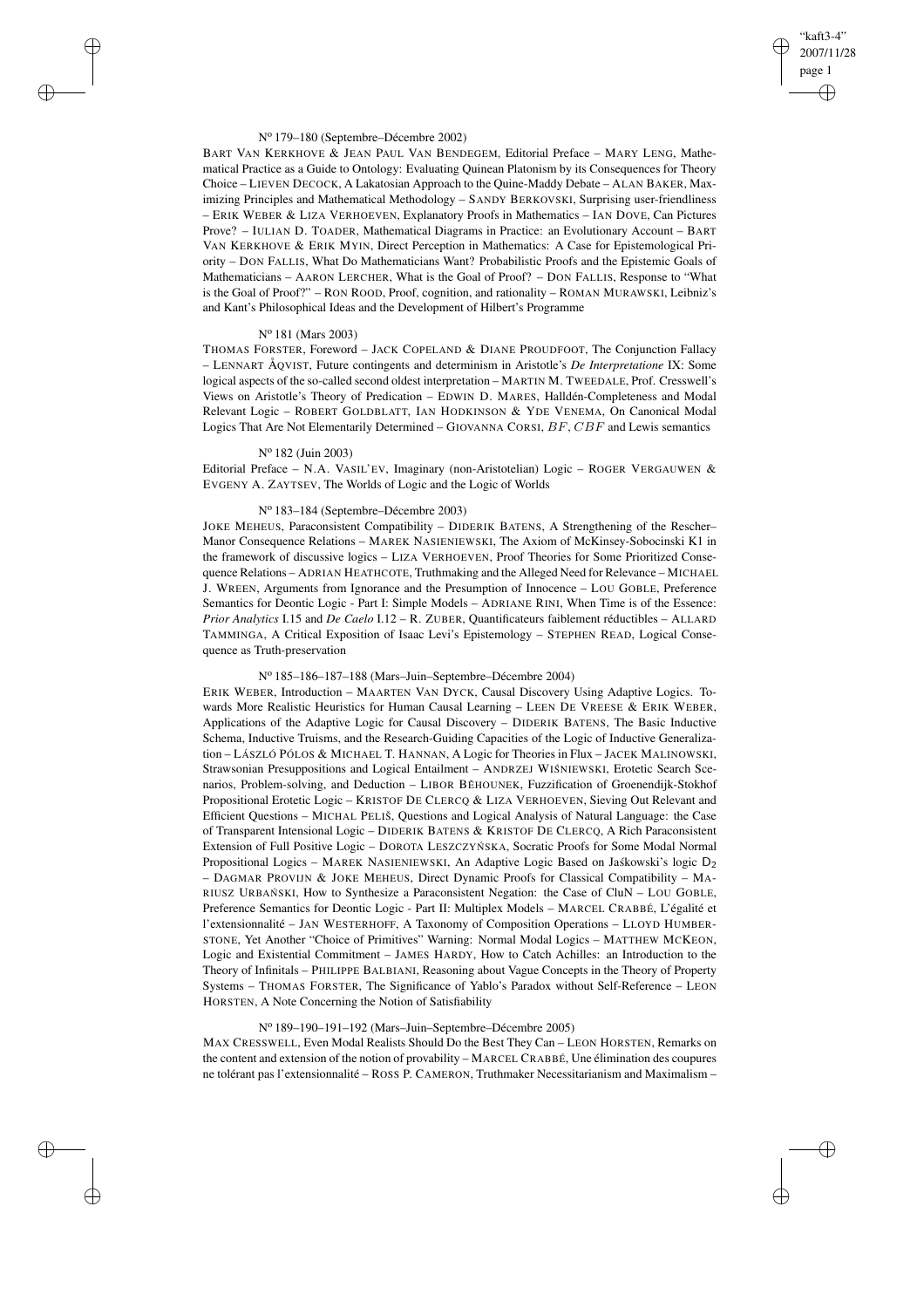N° 179–180 (Septembre–Décembre 2002)

BART VAN KERKHOVE & JEAN PAUL VAN BENDEGEM, Editorial Preface – MARY LENG, Mathematical Practice as a Guide to Ontology: Evaluating Quinean Platonism by its Consequences for Theory Choice – LIEVEN DECOCK, A Lakatosian Approach to the Quine-Maddy Debate – ALAN BAKER, Maximizing Principles and Mathematical Methodology – SANDY BERKOVSKI, Surprising user-friendliness – ERIK WEBER & LIZA VERHOEVEN, Explanatory Proofs in Mathematics – IAN DOVE, Can Pictures Prove? – IULIAN D. TOADER, Mathematical Diagrams in Practice: an Evolutionary Account – BART VAN KERKHOVE & ERIK MYIN, Direct Perception in Mathematics: A Case for Epistemological Priority – DON FALLIS, What Do Mathematicians Want? Probabilistic Proofs and the Epistemic Goals of Mathematicians – AARON LERCHER, What is the Goal of Proof? – DON FALLIS, Response to "What is the Goal of Proof?" – RON ROOD, Proof, cognition, and rationality – ROMAN MURAWSKI, Leibniz's and Kant's Philosophical Ideas and the Development of Hilbert's Programme

N° 181 (Mars 2003)

THOMAS FORSTER, Foreword – JACK COPELAND & DIANE PROUDFOOT, The Conjunction Fallacy – LENNART ÅQVIST, Future contingents and determinism in Aristotle's *De Interpretatione* IX: Some logical aspects of the so-called second oldest interpretation – MARTIN M. TWEEDALE, Prof. Cresswell's Views on Aristotle's Theory of Predication – EDWIN D. MARES, Halldén-Completeness and Modal Relevant Logic – ROBERT GOLDBLATT, IAN HODKINSON & YDE VENEMA, On Canonical Modal Logics That Are Not Elementarily Determined – GIOVANNA CORSI, $BF$, $CBF$ and Lewis semantics

N° 182 (Juin 2003)

Editorial Preface – N.A. VASIL'EV, Imaginary (non-Aristotelian) Logic – ROGER VERGAUWEN & EVGENY A. ZAYTSEV, The Worlds of Logic and the Logic of Worlds

N° 183–184 (Septembre–Décembre 2003)

JOKE MEHEUS, Paraconsistent Compatibility – DIDERIK BATENS, A Strengthening of the Rescher–Manor Consequence Relations – MAREK NASIENIEWSKI, The Axiom of McKinsey-Sobocinski K1 in the framework of discussive logics – LIZA VERHOEVEN, Proof Theories for Some Prioritized Consequence Relations – ADRIAN HEATHCOTE, Truthmaking and the Alleged Need for Relevance – MICHAEL J. WREEN, Arguments from Ignorance and the Presumption of Innocence – LOU GOBLE, Preference Semantics for Deontic Logic - Part I: Simple Models – ADRIANE RINI, When Time is of the Essence: *Prior Analytics* I.15 and *De Caelo* I.12 – R. ZUBER, Quantificateurs faiblement réductibles – ALLARD TAMMINGA, A Critical Exposition of Isaac Levi's Epistemology – STEPHEN READ, Logical Consequence as Truth-preservation

N° 185–186–187–188 (Mars–Juin–Septembre–Décembre 2004)

ERIK WEBER, Introduction – MAARTEN VAN DYCK, Causal Discovery Using Adaptive Logics. Towards More Realistic Heuristics for Human Causal Learning – LEEN DE VREESE & ERIK WEBER, Applications of the Adaptive Logic for Causal Discovery – DIDERIK BATENS, The Basic Inductive Schema, Inductive Truisms, and the Research-Guiding Capacities of the Logic of Inductive Generalization – LÁSZLÓ PÓLOS & MICHAEL T. HANNAN, A Logic for Theories in Flux – JACEK MALINOWSKI, Strawsonian Presuppositions and Logical Entailment – ANDRZEJ WIŚNIEWSKI, Erotetic Search Scenarios, Problem-solving, and Deduction – LIBOR BĚHOUNEK, Fuzzification of Groenendijk-Stokhof Propositional Erotetic Logic – KRISTOF DE CLERCQ & LIZA VERHOEVEN, Sieving Out Relevant and Efficient Questions – MICHAL PELIŠ, Questions and Logical Analysis of Natural Language: the Case of Transparent Intensional Logic – DIDERIK BATENS & KRISTOF DE CLERCQ, A Rich Paraconsistent Extension of Full Positive Logic – DOROTA LESZCZYŃSKA, Socratic Proofs for Some Modal Normal Propositional Logics – MAREK NASIENIEWSKI, An Adaptive Logic Based on Jaśkowski's logic $D_2$ – DAGMAR PROVIJN & JOKE MEHEUS, Direct Dynamic Proofs for Classical Compatibility – MARIUSZ URBAŃSKI, How to Synthesize a Paraconsistent Negation: the Case of CluN – LOU GOBLE, Preference Semantics for Deontic Logic - Part II: Multiplex Models – MARCEL CRABBÉ, L'égalité et l'extensionnalité – JAN WESTERHOFF, A Taxonomy of Composition Operations – LLOYD HUMBERSTONE, Yet Another "Choice of Primitives" Warning: Normal Modal Logics – MATTHEW MCKEON, Logic and Existential Commitment – JAMES HARDY, How to Catch Achilles: an Introduction to the Theory of Infinitals – PHILIPPE BALBIANI, Reasoning about Vague Concepts in the Theory of Property Systems – THOMAS FORSTER, The Significance of Yablo's Paradox without Self-Reference – LEON HORSTEN, A Note Concerning the Notion of Satisfiability

N° 189–190–191–192 (Mars–Juin–Septembre–Décembre 2005)

MAX CRESSWELL, Even Modal Realists Should Do the Best They Can – LEON HORSTEN, Remarks on the content and extension of the notion of provability – MARCEL CRABBÉ, Une élimination des coupures ne tolérant pas l'extensionnalité – ROSS P. CAMERON, Truthmaker Necessitarianism and Maximalism –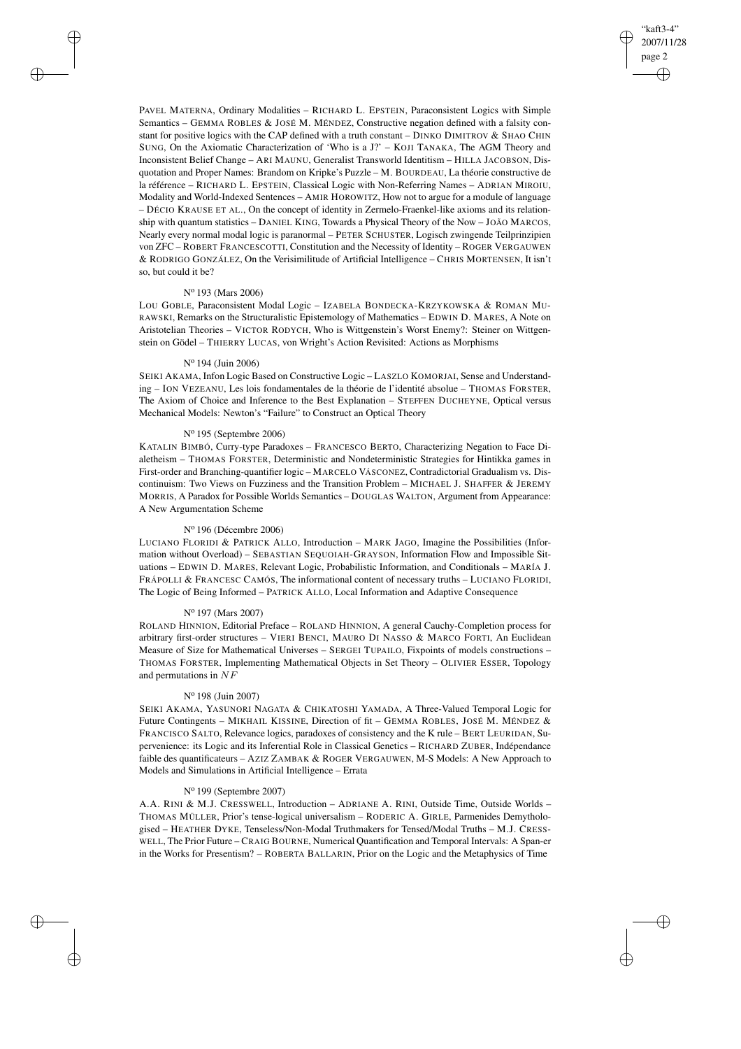Pavel Materna, Ordinary Modalities – Richard L. Epstein, Paraconsistent Logics with Simple Semantics – Gemma Robles & José M. Méndez, Constructive negation defined with a falsity constant for positive logics with the CAP defined with a truth constant – Dinko Dimitrov & Shao Chin Sung, On the Axiomatic Characterization of 'Who is a J?' – Koji Tanaka, The AGM Theory and Inconsistent Belief Change – Ari Maunu, Generalist Transworld Identitism – Hilla Jacobson, Disquotation and Proper Names: Brandom on Kripke's Puzzle – M. Bourdeau, La théorie constructive de la référence – Richard L. Epstein, Classical Logic with Non-Referring Names – Adrian Miroiu, Modality and World-Indexed Sentences – Amir Horowitz, How not to argue for a module of language – Décio Krause et al., On the concept of identity in Zermelo-Fraenkel-like axioms and its relationship with quantum statistics – Daniel King, Towards a Physical Theory of the Now – João Marcos, Nearly every normal modal logic is paranormal – Peter Schuster, Logisch zwingende Teilprinzipien von ZFC – Robert Francescotti, Constitution and the Necessity of Identity – Roger Vergauwen & Rodrigo González, On the Verisimilitude of Artificial Intelligence – Chris Mortensen, It isn't so, but could it be?

N° 193 (Mars 2006)

Lou Goble, Paraconsistent Modal Logic – Izabela Bondecka-Krzykowska & Roman Murawski, Remarks on the Structuralistic Epistemology of Mathematics – Edwin D. Mares, A Note on Aristotelian Theories – Victor Rodych, Who is Wittgenstein's Worst Enemy?: Steiner on Wittgenstein on Gödel – Thierry Lucas, von Wright's Action Revisited: Actions as Morphisms

N° 194 (Juin 2006)

Seiki Akama, Infon Logic Based on Constructive Logic – Laszlo Komorjai, Sense and Understanding – Ion Vezeanu, Les lois fondamentales de la théorie de l'identité absolue – Thomas Forster, The Axiom of Choice and Inference to the Best Explanation – Steffen Ducheyne, Optical versus Mechanical Models: Newton's "Failure" to Construct an Optical Theory

N° 195 (Septembre 2006)

Katalin Bimbó, Curry-type Paradoxes – Francesco Berto, Characterizing Negation to Face Dialetheism – Thomas Forster, Deterministic and Nondeterministic Strategies for Hintikka games in First-order and Branching-quantifier logic – Marcelo Vásconez, Contradictorial Gradualism vs. Discontinuism: Two Views on Fuzziness and the Transition Problem – Michael J. Shaffer & Jeremy Morris, A Paradox for Possible Worlds Semantics – Douglas Walton, Argument from Appearance: A New Argumentation Scheme

N° 196 (Décembre 2006)

Luciano Floridi & Patrick Allo, Introduction – Mark Jago, Imagine the Possibilities (Information without Overload) – Sebastian Sequoiah-Grayson, Information Flow and Impossible Situations – Edwin D. Mares, Relevant Logic, Probabilistic Information, and Conditionals – María J. Frápolli & Francesc Camós, The informational content of necessary truths – Luciano Floridi, The Logic of Being Informed – Patrick Allo, Local Information and Adaptive Consequence

N° 197 (Mars 2007)

Roland Hinnion, Editorial Preface – Roland Hinnion, A general Cauchy-Completion process for arbitrary first-order structures – Vieri Benci, Mauro Di Nasso & Marco Forti, An Euclidean Measure of Size for Mathematical Universes – Sergei Tupailo, Fixpoints of models constructions – Thomas Forster, Implementing Mathematical Objects in Set Theory – Olivier Esser, Topology and permutations in $NF$

N° 198 (Juin 2007)

Seiki Akama, Yasunori Nagata & Chikatoshi Yamada, A Three-Valued Temporal Logic for Future Contingents – Mikhail Kissine, Direction of fit – Gemma Robles, José M. Méndez & Francisco Salto, Relevance logics, paradoxes of consistency and the K rule – Bert Leuridan, Supervenience: its Logic and its Inferential Role in Classical Genetics – Richard Zuber, Indépendance faible des quantificateurs – Aziz Zambak & Roger Vergauwen, M-S Models: A New Approach to Models and Simulations in Artificial Intelligence – Errata

N° 199 (Septembre 2007)

A.A. Rini & M.J. Cresswell, Introduction – Adriane A. Rini, Outside Time, Outside Worlds – Thomas Müller, Prior's tense-logical universalism – Roderic A. Girle, Parmenides Demythologised – Heather Dyke, Tenseless/Non-Modal Truthmakers for Tensed/Modal Truths – M.J. Cresswell, The Prior Future – Craig Bourne, Numerical Quantification and Temporal Intervals: A Span-er in the Works for Presentism? – Roberta Ballarin, Prior on the Logic and the Metaphysics of Time